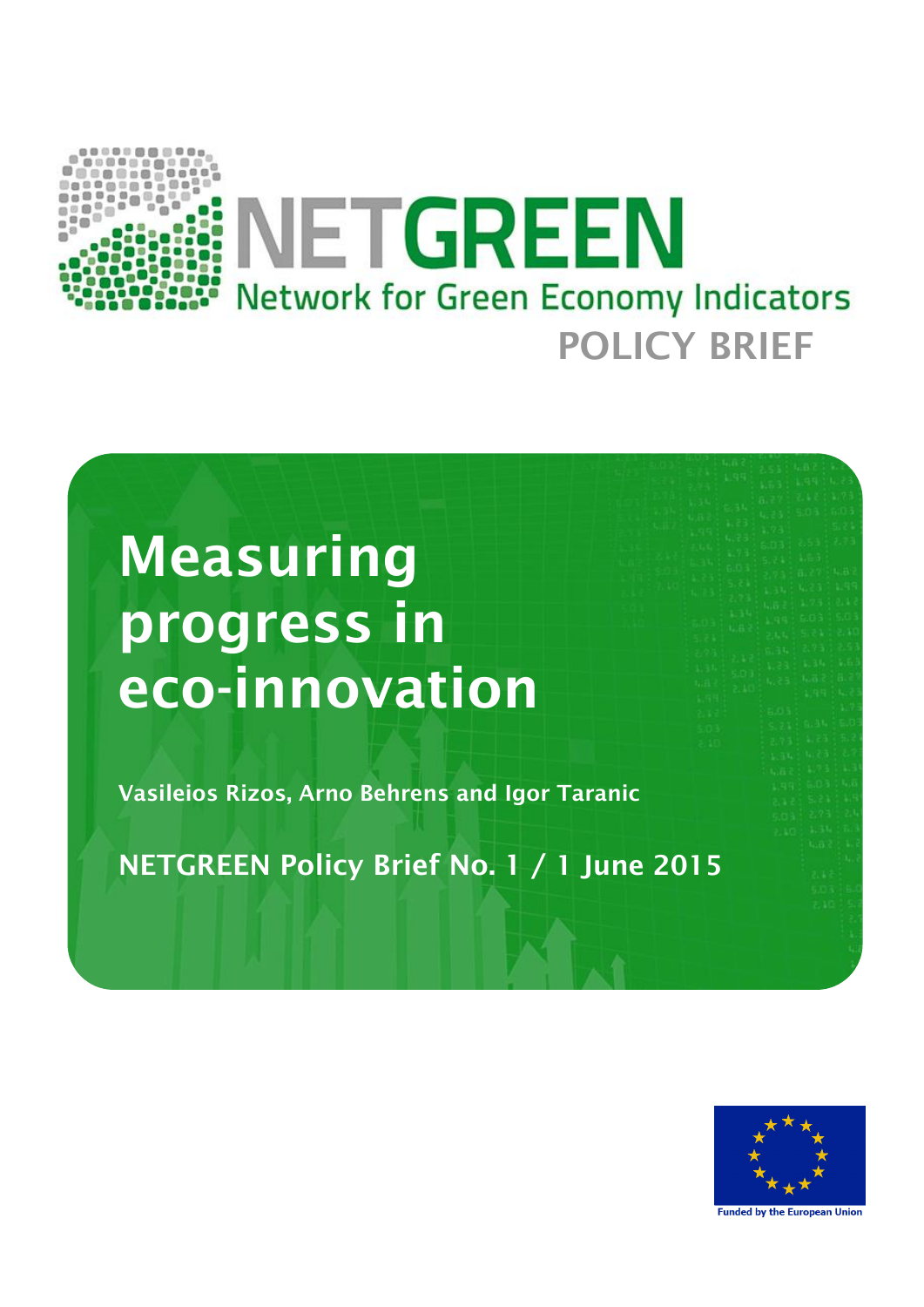NETGREEN

Network for Green Economy Indicators

POLICY BRIEF

# Measuring progress in eco-innovation

**Vasileios Rizos, Arno Behrens and Igor Taranic**

**NETGREEN Policy Brief No. 1 / 1 June 2015**

Funded by the European Union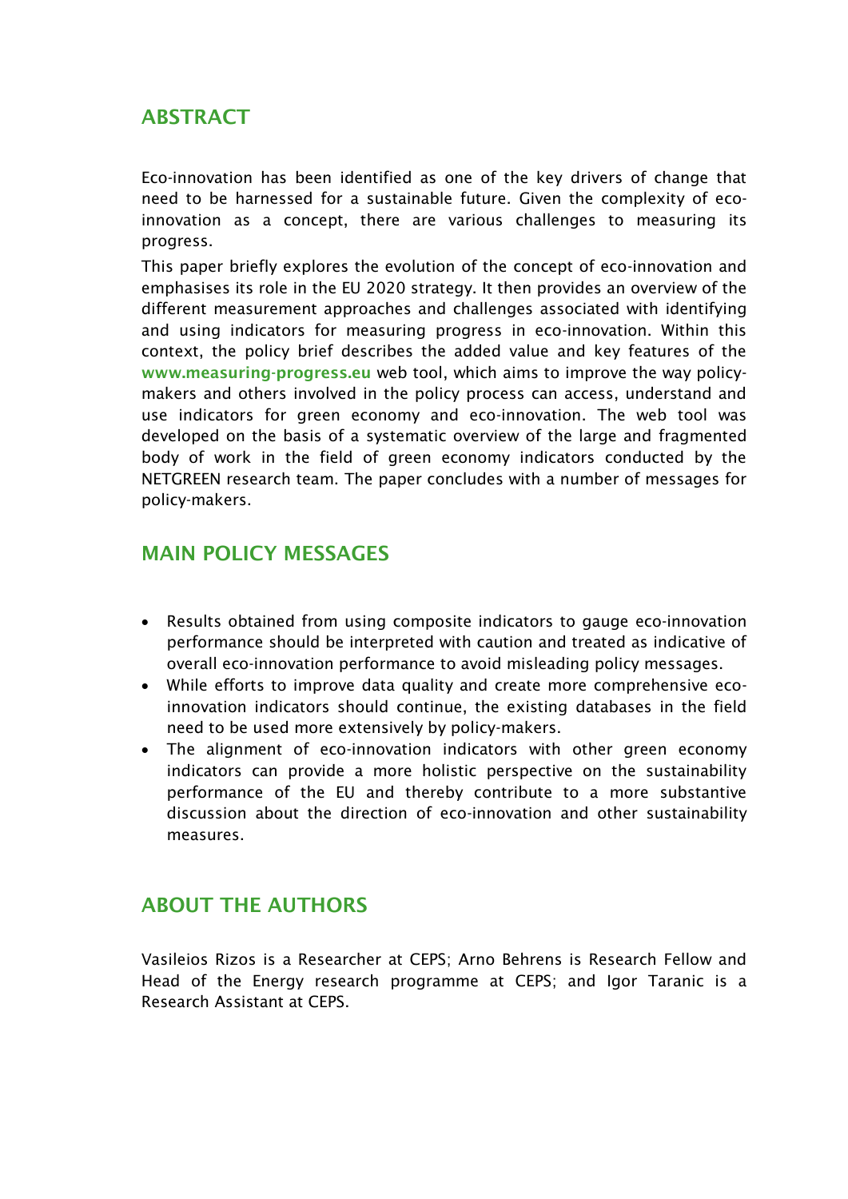## ABSTRACT

Eco-innovation has been identified as one of the key drivers of change that need to be harnessed for a sustainable future. Given the complexity of eco-innovation as a concept, there are various challenges to measuring its progress.

This paper briefly explores the evolution of the concept of eco-innovation and emphasises its role in the EU 2020 strategy. It then provides an overview of the different measurement approaches and challenges associated with identifying and using indicators for measuring progress in eco-innovation. Within this context, the policy brief describes the added value and key features of the **www.measuring-progress.eu** web tool, which aims to improve the way policy-makers and others involved in the policy process can access, understand and use indicators for green economy and eco-innovation. The web tool was developed on the basis of a systematic overview of the large and fragmented body of work in the field of green economy indicators conducted by the NETGREEN research team. The paper concludes with a number of messages for policy-makers.

## MAIN POLICY MESSAGES

- Results obtained from using composite indicators to gauge eco-innovation performance should be interpreted with caution and treated as indicative of overall eco-innovation performance to avoid misleading policy messages.
- While efforts to improve data quality and create more comprehensive eco-innovation indicators should continue, the existing databases in the field need to be used more extensively by policy-makers.
- The alignment of eco-innovation indicators with other green economy indicators can provide a more holistic perspective on the sustainability performance of the EU and thereby contribute to a more substantive discussion about the direction of eco-innovation and other sustainability measures.

## ABOUT THE AUTHORS

Vasileios Rizos is a Researcher at CEPS; Arno Behrens is Research Fellow and Head of the Energy research programme at CEPS; and Igor Taranic is a Research Assistant at CEPS.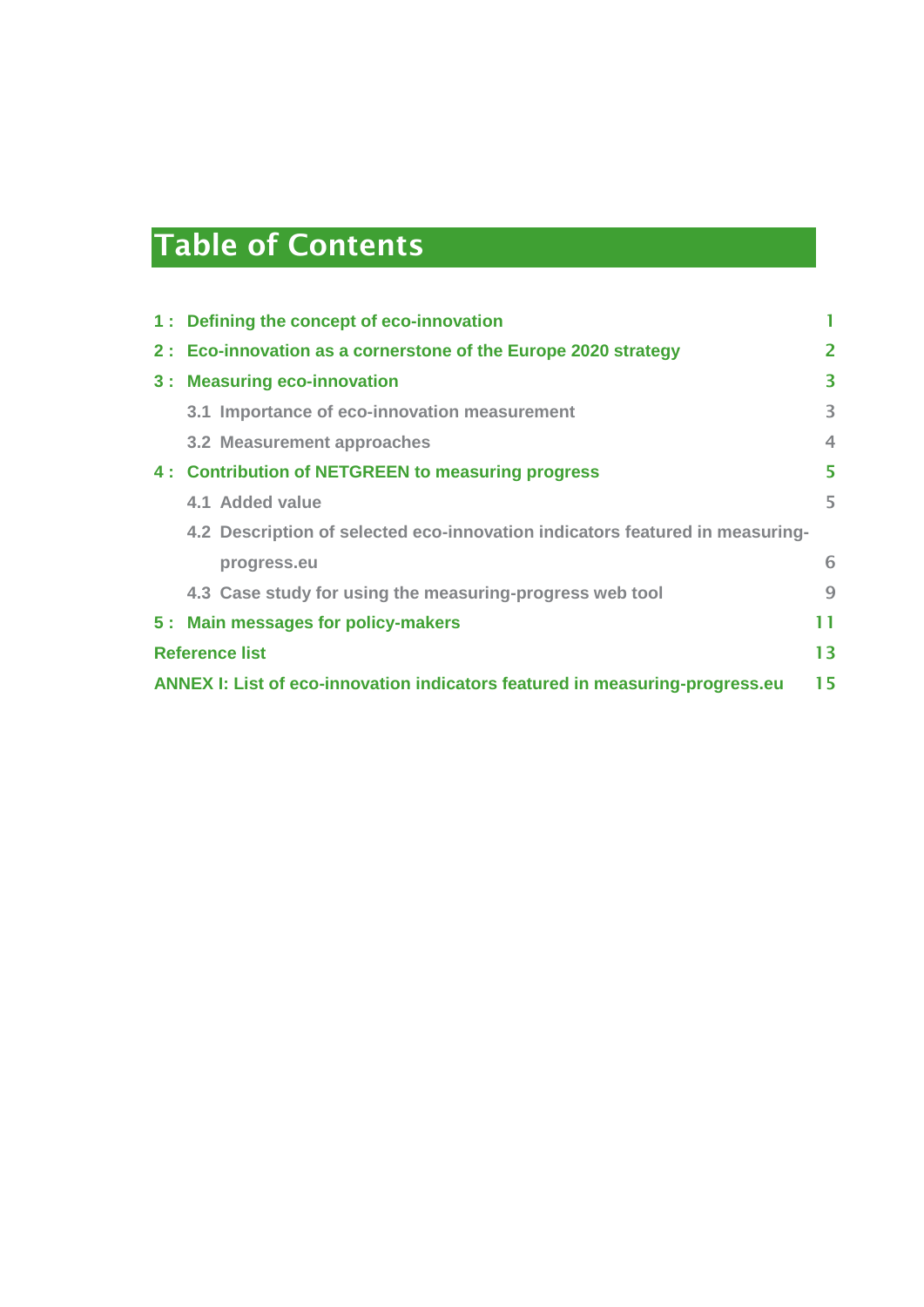# Table of Contents

1 : Defining the concept of eco-innovation 1

2 : Eco-innovation as a cornerstone of the Europe 2020 strategy 2

3 : Measuring eco-innovation 3

- 3.1 Importance of eco-innovation measurement 3
- 3.2 Measurement approaches 4

4 : Contribution of NETGREEN to measuring progress 5

- 4.1 Added value 5
- 4.2 Description of selected eco-innovation indicators featured in measuring-progress.eu 6
- 4.3 Case study for using the measuring-progress web tool 9

5 : Main messages for policy-makers 11

Reference list 13

ANNEX I: List of eco-innovation indicators featured in measuring-progress.eu 15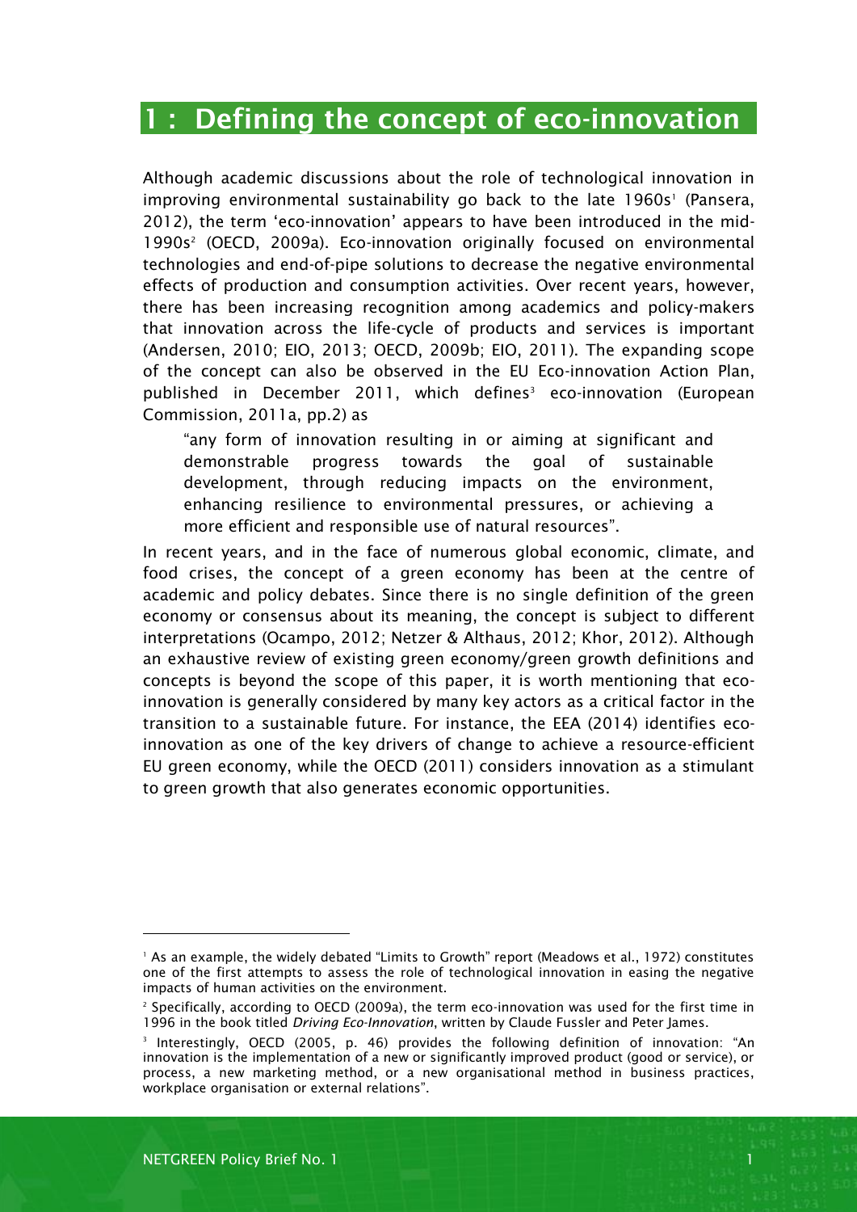# 1 : Defining the concept of eco-innovation

Although academic discussions about the role of technological innovation in improving environmental sustainability go back to the late 1960s[1] (Pansera, 2012), the term 'eco-innovation' appears to have been introduced in the mid-1990s[2] (OECD, 2009a). Eco-innovation originally focused on environmental technologies and end-of-pipe solutions to decrease the negative environmental effects of production and consumption activities. Over recent years, however, there has been increasing recognition among academics and policy-makers that innovation across the life-cycle of products and services is important (Andersen, 2010; EIO, 2013; OECD, 2009b; EIO, 2011). The expanding scope of the concept can also be observed in the EU Eco-innovation Action Plan, published in December 2011, which defines[3] eco-innovation (European Commission, 2011a, pp.2) as

> "any form of innovation resulting in or aiming at significant and demonstrable progress towards the goal of sustainable development, through reducing impacts on the environment, enhancing resilience to environmental pressures, or achieving a more efficient and responsible use of natural resources".

In recent years, and in the face of numerous global economic, climate, and food crises, the concept of a green economy has been at the centre of academic and policy debates. Since there is no single definition of the green economy or consensus about its meaning, the concept is subject to different interpretations (Ocampo, 2012; Netzer & Althaus, 2012; Khor, 2012). Although an exhaustive review of existing green economy/green growth definitions and concepts is beyond the scope of this paper, it is worth mentioning that eco-innovation is generally considered by many key actors as a critical factor in the transition to a sustainable future. For instance, the EEA (2014) identifies eco-innovation as one of the key drivers of change to achieve a resource-efficient EU green economy, while the OECD (2011) considers innovation as a stimulant to green growth that also generates economic opportunities.

---

[1] As an example, the widely debated "Limits to Growth" report (Meadows et al., 1972) constitutes one of the first attempts to assess the role of technological innovation in easing the negative impacts of human activities on the environment.

[2] Specifically, according to OECD (2009a), the term eco-innovation was used for the first time in 1996 in the book titled *Driving Eco-Innovation*, written by Claude Fussler and Peter James.

[3] Interestingly, OECD (2005, p. 46) provides the following definition of innovation: "An innovation is the implementation of a new or significantly improved product (good or service), or process, a new marketing method, or a new organisational method in business practices, workplace organisation or external relations".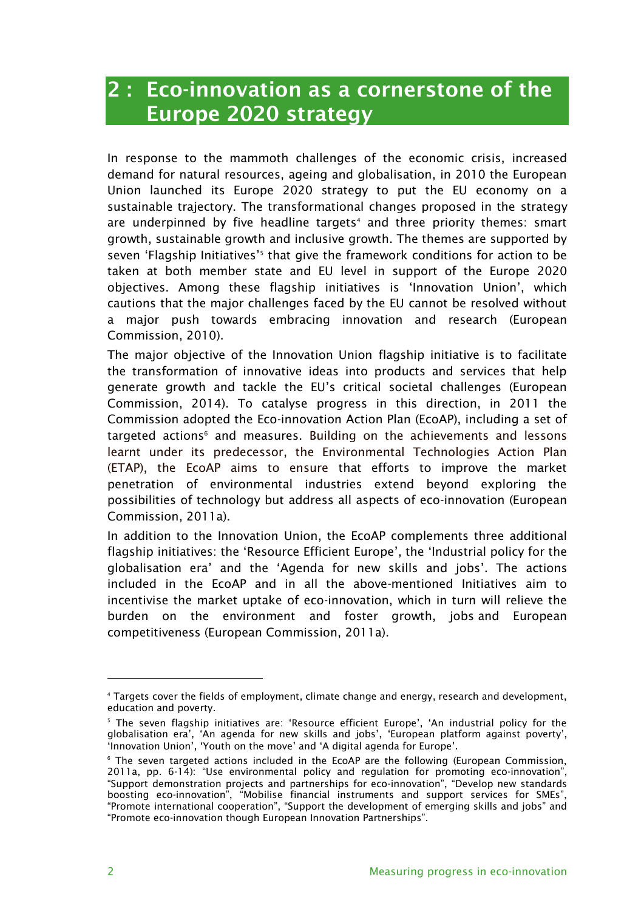## 2 : Eco-innovation as a cornerstone of the Europe 2020 strategy

In response to the mammoth challenges of the economic crisis, increased demand for natural resources, ageing and globalisation, in 2010 the European Union launched its Europe 2020 strategy to put the EU economy on a sustainable trajectory. The transformational changes proposed in the strategy are underpinned by five headline targets[4] and three priority themes: smart growth, sustainable growth and inclusive growth. The themes are supported by seven 'Flagship Initiatives'[5] that give the framework conditions for action to be taken at both member state and EU level in support of the Europe 2020 objectives. Among these flagship initiatives is 'Innovation Union', which cautions that the major challenges faced by the EU cannot be resolved without a major push towards embracing innovation and research (European Commission, 2010).

The major objective of the Innovation Union flagship initiative is to facilitate the transformation of innovative ideas into products and services that help generate growth and tackle the EU's critical societal challenges (European Commission, 2014). To catalyse progress in this direction, in 2011 the Commission adopted the Eco-innovation Action Plan (EcoAP), including a set of targeted actions[6] and measures. Building on the achievements and lessons learnt under its predecessor, the Environmental Technologies Action Plan (ETAP), the EcoAP aims to ensure that efforts to improve the market penetration of environmental industries extend beyond exploring the possibilities of technology but address all aspects of eco-innovation (European Commission, 2011a).

In addition to the Innovation Union, the EcoAP complements three additional flagship initiatives: the 'Resource Efficient Europe', the 'Industrial policy for the globalisation era' and the 'Agenda for new skills and jobs'. The actions included in the EcoAP and in all the above-mentioned Initiatives aim to incentivise the market uptake of eco-innovation, which in turn will relieve the burden on the environment and foster growth, jobs and European competitiveness (European Commission, 2011a).

---

[4] Targets cover the fields of employment, climate change and energy, research and development, education and poverty.

[5] The seven flagship initiatives are: 'Resource efficient Europe', 'An industrial policy for the globalisation era', 'An agenda for new skills and jobs', 'European platform against poverty', 'Innovation Union', 'Youth on the move' and 'A digital agenda for Europe'.

[6] The seven targeted actions included in the EcoAP are the following (European Commission, 2011a, pp. 6-14): "Use environmental policy and regulation for promoting eco-innovation", "Support demonstration projects and partnerships for eco-innovation", "Develop new standards boosting eco-innovation", "Mobilise financial instruments and support services for SMEs", "Promote international cooperation", "Support the development of emerging skills and jobs" and "Promote eco-innovation though European Innovation Partnerships".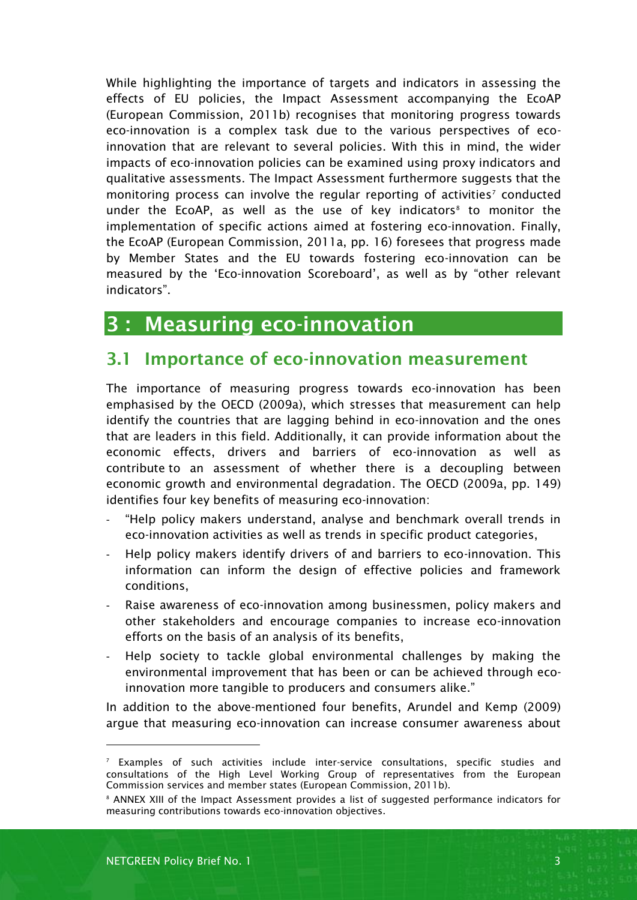While highlighting the importance of targets and indicators in assessing the effects of EU policies, the Impact Assessment accompanying the EcoAP (European Commission, 2011b) recognises that monitoring progress towards eco-innovation is a complex task due to the various perspectives of eco-innovation that are relevant to several policies. With this in mind, the wider impacts of eco-innovation policies can be examined using proxy indicators and qualitative assessments. The Impact Assessment furthermore suggests that the monitoring process can involve the regular reporting of activities[7] conducted under the EcoAP, as well as the use of key indicators[8] to monitor the implementation of specific actions aimed at fostering eco-innovation. Finally, the EcoAP (European Commission, 2011a, pp. 16) foresees that progress made by Member States and the EU towards fostering eco-innovation can be measured by the 'Eco-innovation Scoreboard', as well as by "other relevant indicators".

# 3 : Measuring eco-innovation

## 3.1 Importance of eco-innovation measurement

The importance of measuring progress towards eco-innovation has been emphasised by the OECD (2009a), which stresses that measurement can help identify the countries that are lagging behind in eco-innovation and the ones that are leaders in this field. Additionally, it can provide information about the economic effects, drivers and barriers of eco-innovation as well as contribute to an assessment of whether there is a decoupling between economic growth and environmental degradation. The OECD (2009a, pp. 149) identifies four key benefits of measuring eco-innovation:

- "Help policy makers understand, analyse and benchmark overall trends in eco-innovation activities as well as trends in specific product categories,
- Help policy makers identify drivers of and barriers to eco-innovation. This information can inform the design of effective policies and framework conditions,
- Raise awareness of eco-innovation among businessmen, policy makers and other stakeholders and encourage companies to increase eco-innovation efforts on the basis of an analysis of its benefits,
- Help society to tackle global environmental challenges by making the environmental improvement that has been or can be achieved through eco-innovation more tangible to producers and consumers alike."

In addition to the above-mentioned four benefits, Arundel and Kemp (2009) argue that measuring eco-innovation can increase consumer awareness about

---

[7] Examples of such activities include inter-service consultations, specific studies and consultations of the High Level Working Group of representatives from the European Commission services and member states (European Commission, 2011b).

[8] ANNEX XIII of the Impact Assessment provides a list of suggested performance indicators for measuring contributions towards eco-innovation objectives.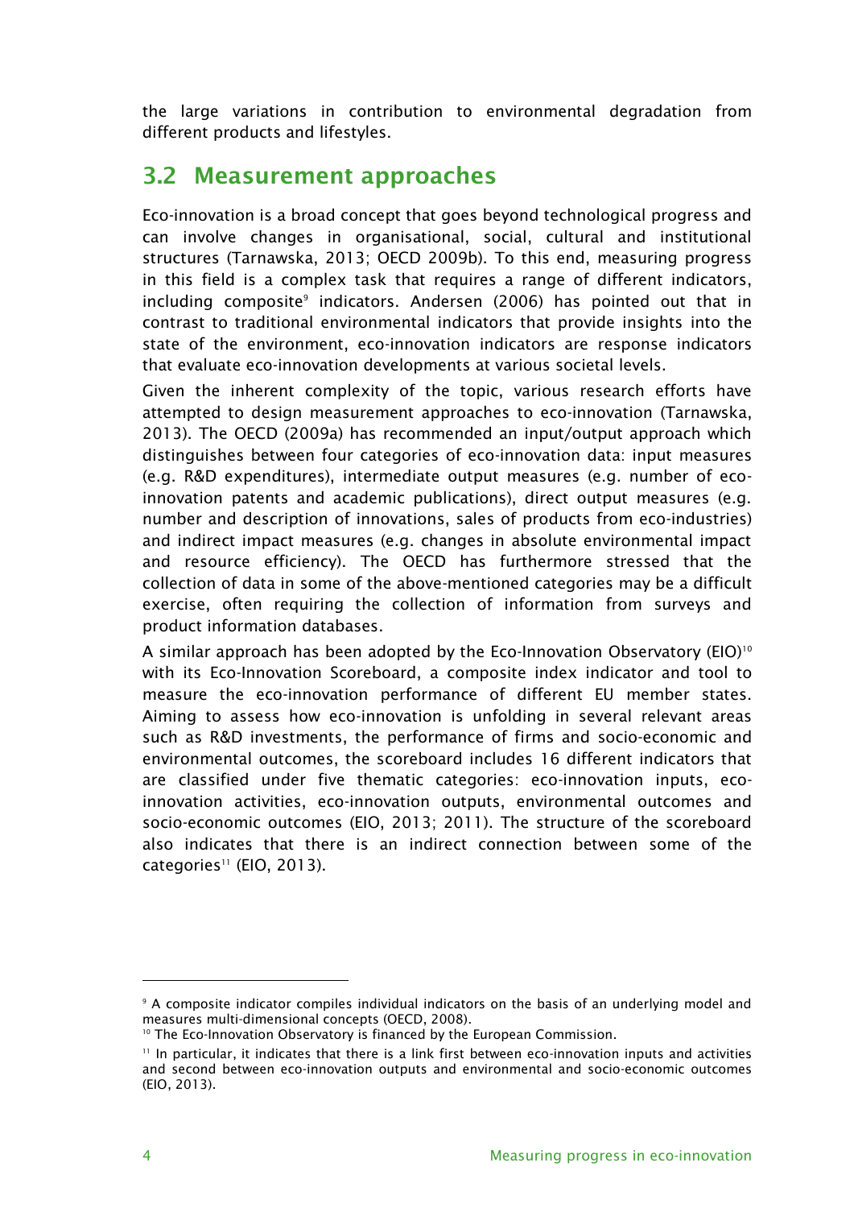the large variations in contribution to environmental degradation from different products and lifestyles.

## 3.2 Measurement approaches

Eco-innovation is a broad concept that goes beyond technological progress and can involve changes in organisational, social, cultural and institutional structures (Tarnawska, 2013; OECD 2009b). To this end, measuring progress in this field is a complex task that requires a range of different indicators, including composite[9] indicators. Andersen (2006) has pointed out that in contrast to traditional environmental indicators that provide insights into the state of the environment, eco-innovation indicators are response indicators that evaluate eco-innovation developments at various societal levels.

Given the inherent complexity of the topic, various research efforts have attempted to design measurement approaches to eco-innovation (Tarnawska, 2013). The OECD (2009a) has recommended an input/output approach which distinguishes between four categories of eco-innovation data: input measures (e.g. R&D expenditures), intermediate output measures (e.g. number of eco-innovation patents and academic publications), direct output measures (e.g. number and description of innovations, sales of products from eco-industries) and indirect impact measures (e.g. changes in absolute environmental impact and resource efficiency). The OECD has furthermore stressed that the collection of data in some of the above-mentioned categories may be a difficult exercise, often requiring the collection of information from surveys and product information databases.

A similar approach has been adopted by the Eco-Innovation Observatory (EIO)[10] with its Eco-Innovation Scoreboard, a composite index indicator and tool to measure the eco-innovation performance of different EU member states. Aiming to assess how eco-innovation is unfolding in several relevant areas such as R&D investments, the performance of firms and socio-economic and environmental outcomes, the scoreboard includes 16 different indicators that are classified under five thematic categories: eco-innovation inputs, eco-innovation activities, eco-innovation outputs, environmental outcomes and socio-economic outcomes (EIO, 2013; 2011). The structure of the scoreboard also indicates that there is an indirect connection between some of the categories[11] (EIO, 2013).

---

[9] A composite indicator compiles individual indicators on the basis of an underlying model and measures multi-dimensional concepts (OECD, 2008).

[10] The Eco-Innovation Observatory is financed by the European Commission.

[11] In particular, it indicates that there is a link first between eco-innovation inputs and activities and second between eco-innovation outputs and environmental and socio-economic outcomes (EIO, 2013).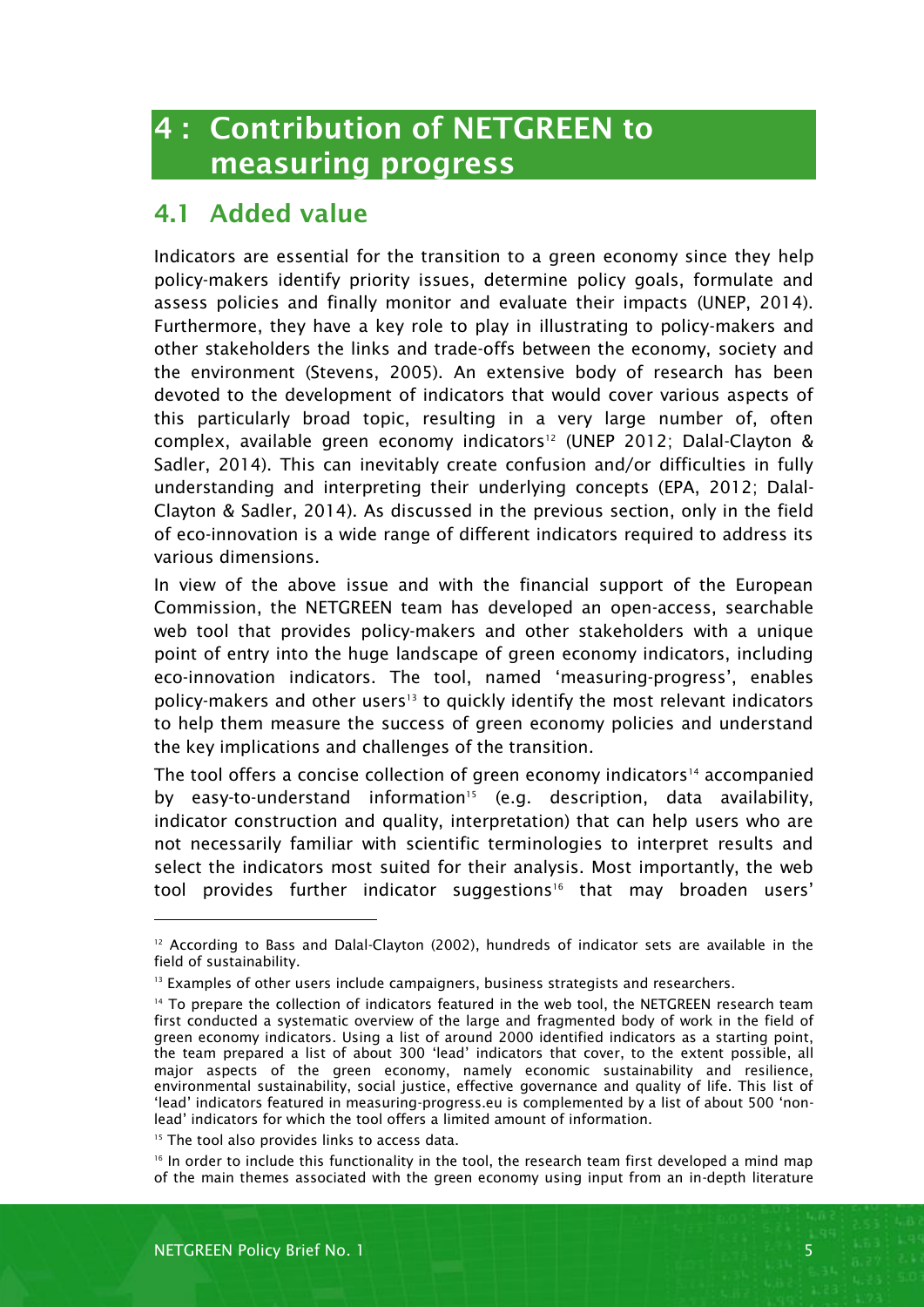# 4 : Contribution of NETGREEN to measuring progress

## 4.1 Added value

Indicators are essential for the transition to a green economy since they help policy-makers identify priority issues, determine policy goals, formulate and assess policies and finally monitor and evaluate their impacts (UNEP, 2014). Furthermore, they have a key role to play in illustrating to policy-makers and other stakeholders the links and trade-offs between the economy, society and the environment (Stevens, 2005). An extensive body of research has been devoted to the development of indicators that would cover various aspects of this particularly broad topic, resulting in a very large number of, often complex, available green economy indicators[12] (UNEP 2012; Dalal-Clayton & Sadler, 2014). This can inevitably create confusion and/or difficulties in fully understanding and interpreting their underlying concepts (EPA, 2012; Dalal-Clayton & Sadler, 2014). As discussed in the previous section, only in the field of eco-innovation is a wide range of different indicators required to address its various dimensions.

In view of the above issue and with the financial support of the European Commission, the NETGREEN team has developed an open-access, searchable web tool that provides policy-makers and other stakeholders with a unique point of entry into the huge landscape of green economy indicators, including eco-innovation indicators. The tool, named 'measuring-progress', enables policy-makers and other users[13] to quickly identify the most relevant indicators to help them measure the success of green economy policies and understand the key implications and challenges of the transition.

The tool offers a concise collection of green economy indicators[14] accompanied by easy-to-understand information[15] (e.g. description, data availability, indicator construction and quality, interpretation) that can help users who are not necessarily familiar with scientific terminologies to interpret results and select the indicators most suited for their analysis. Most importantly, the web tool provides further indicator suggestions[16] that may broaden users'

---

[12] According to Bass and Dalal-Clayton (2002), hundreds of indicator sets are available in the field of sustainability.

[13] Examples of other users include campaigners, business strategists and researchers.

[14] To prepare the collection of indicators featured in the web tool, the NETGREEN research team first conducted a systematic overview of the large and fragmented body of work in the field of green economy indicators. Using a list of around 2000 identified indicators as a starting point, the team prepared a list of about 300 'lead' indicators that cover, to the extent possible, all major aspects of the green economy, namely economic sustainability and resilience, environmental sustainability, social justice, effective governance and quality of life. This list of 'lead' indicators featured in measuring-progress.eu is complemented by a list of about 500 'non-lead' indicators for which the tool offers a limited amount of information.

[15] The tool also provides links to access data.

[16] In order to include this functionality in the tool, the research team first developed a mind map of the main themes associated with the green economy using input from an in-depth literature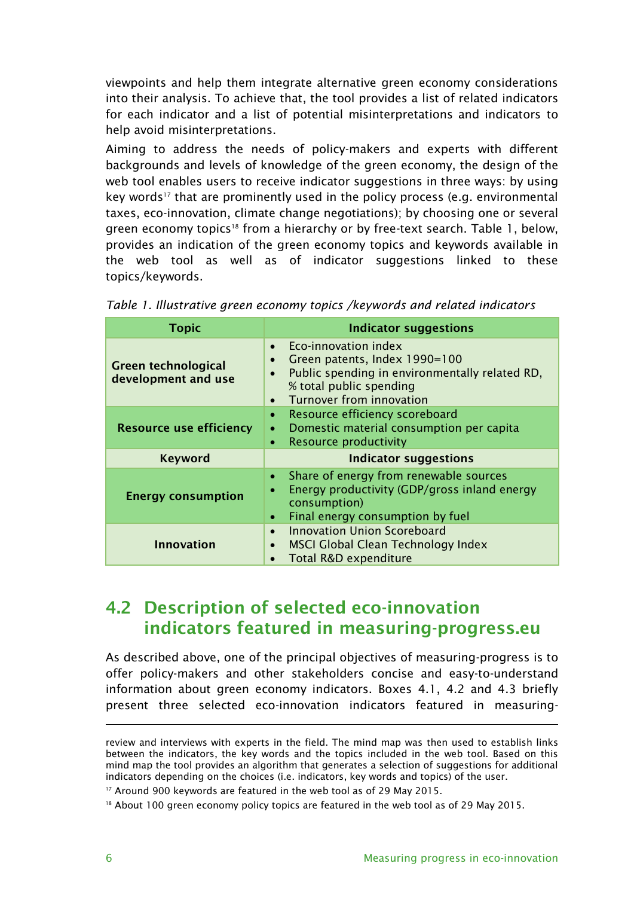viewpoints and help them integrate alternative green economy considerations into their analysis. To achieve that, the tool provides a list of related indicators for each indicator and a list of potential misinterpretations and indicators to help avoid misinterpretations.

Aiming to address the needs of policy-makers and experts with different backgrounds and levels of knowledge of the green economy, the design of the web tool enables users to receive indicator suggestions in three ways: by using key words[17] that are prominently used in the policy process (e.g. environmental taxes, eco-innovation, climate change negotiations); by choosing one or several green economy topics[18] from a hierarchy or by free-text search. Table 1, below, provides an indication of the green economy topics and keywords available in the web tool as well as of indicator suggestions linked to these topics/keywords.

*Table 1. Illustrative green economy topics /keywords and related indicators*

| Topic | Indicator suggestions |
|---|---|
| **Green technological development and use** | • Eco-innovation index<br>• Green patents, Index 1990=100<br>• Public spending in environmentally related RD, % total public spending<br>• Turnover from innovation |
| **Resource use efficiency** | • Resource efficiency scoreboard<br>• Domestic material consumption per capita<br>• Resource productivity |
| **Keyword** | **Indicator suggestions** |
| **Energy consumption** | • Share of energy from renewable sources<br>• Energy productivity (GDP/gross inland energy consumption)<br>• Final energy consumption by fuel |
| **Innovation** | • Innovation Union Scoreboard<br>• MSCI Global Clean Technology Index<br>• Total R&D expenditure |

## 4.2 Description of selected eco-innovation indicators featured in measuring-progress.eu

As described above, one of the principal objectives of measuring-progress is to offer policy-makers and other stakeholders concise and easy-to-understand information about green economy indicators. Boxes 4.1, 4.2 and 4.3 briefly present three selected eco-innovation indicators featured in measuring-

---

review and interviews with experts in the field. The mind map was then used to establish links between the indicators, the key words and the topics included in the web tool. Based on this mind map the tool provides an algorithm that generates a selection of suggestions for additional indicators depending on the choices (i.e. indicators, key words and topics) of the user.

[17] Around 900 keywords are featured in the web tool as of 29 May 2015.

[18] About 100 green economy policy topics are featured in the web tool as of 29 May 2015.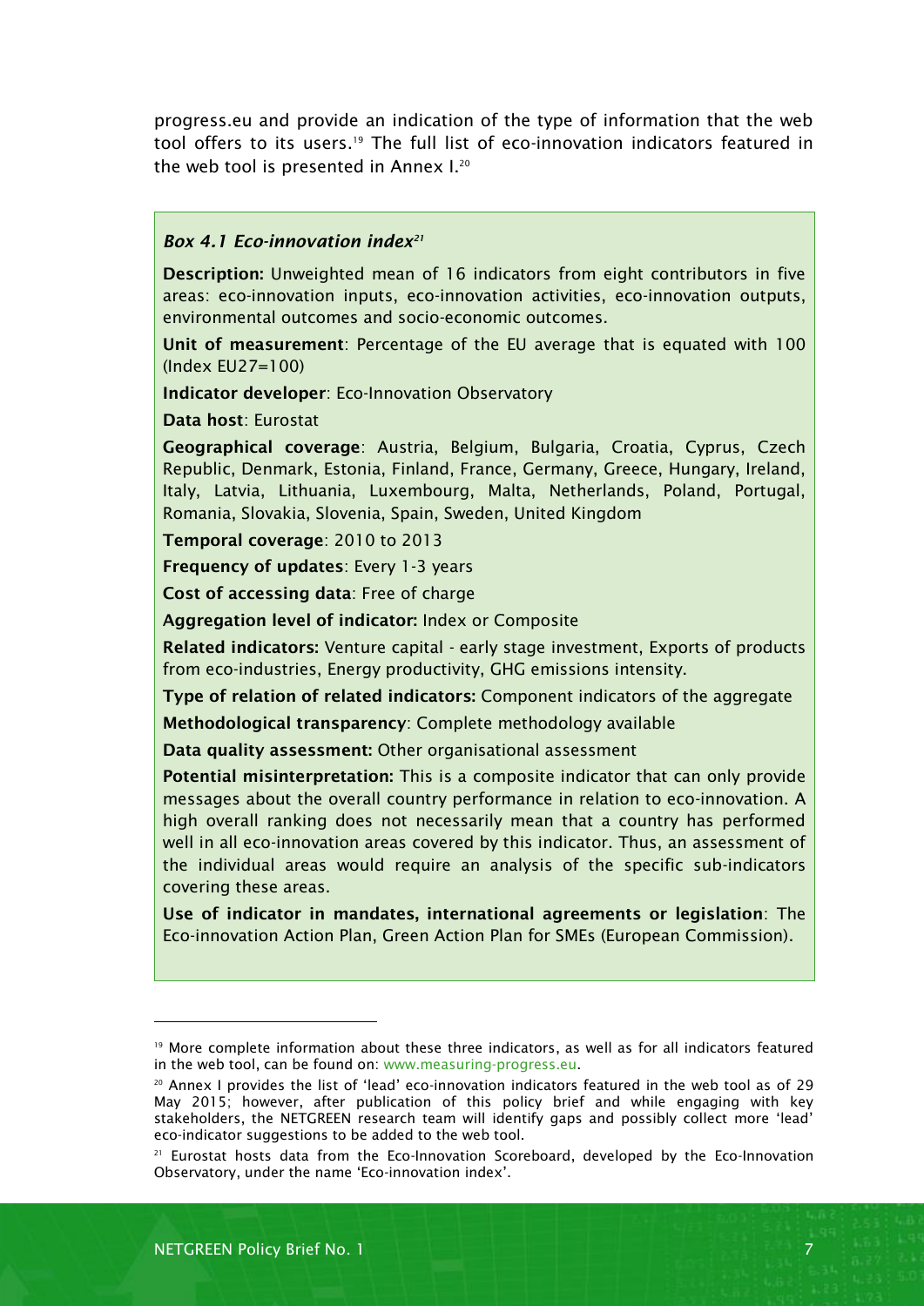progress.eu and provide an indication of the type of information that the web tool offers to its users.[19] The full list of eco-innovation indicators featured in the web tool is presented in Annex I.[20]

### *Box 4.1 Eco-innovation index*[21]

**Description:** Unweighted mean of 16 indicators from eight contributors in five areas: eco-innovation inputs, eco-innovation activities, eco-innovation outputs, environmental outcomes and socio-economic outcomes.

**Unit of measurement**: Percentage of the EU average that is equated with 100 (Index EU27=100)

**Indicator developer**: Eco-Innovation Observatory

**Data host**: Eurostat

**Geographical coverage**: Austria, Belgium, Bulgaria, Croatia, Cyprus, Czech Republic, Denmark, Estonia, Finland, France, Germany, Greece, Hungary, Ireland, Italy, Latvia, Lithuania, Luxembourg, Malta, Netherlands, Poland, Portugal, Romania, Slovakia, Slovenia, Spain, Sweden, United Kingdom

**Temporal coverage**: 2010 to 2013

**Frequency of updates**: Every 1-3 years

**Cost of accessing data**: Free of charge

**Aggregation level of indicator:** Index or Composite

**Related indicators:** Venture capital - early stage investment, Exports of products from eco-industries, Energy productivity, GHG emissions intensity.

**Type of relation of related indicators:** Component indicators of the aggregate

**Methodological transparency**: Complete methodology available

**Data quality assessment:** Other organisational assessment

**Potential misinterpretation:** This is a composite indicator that can only provide messages about the overall country performance in relation to eco-innovation. A high overall ranking does not necessarily mean that a country has performed well in all eco-innovation areas covered by this indicator. Thus, an assessment of the individual areas would require an analysis of the specific sub-indicators covering these areas.

**Use of indicator in mandates, international agreements or legislation**: The Eco-innovation Action Plan, Green Action Plan for SMEs (European Commission).

---

[19] More complete information about these three indicators, as well as for all indicators featured in the web tool, can be found on: www.measuring-progress.eu.

[20] Annex I provides the list of 'lead' eco-innovation indicators featured in the web tool as of 29 May 2015; however, after publication of this policy brief and while engaging with key stakeholders, the NETGREEN research team will identify gaps and possibly collect more 'lead' eco-indicator suggestions to be added to the web tool.

[21] Eurostat hosts data from the Eco-Innovation Scoreboard, developed by the Eco-Innovation Observatory, under the name 'Eco-innovation index'.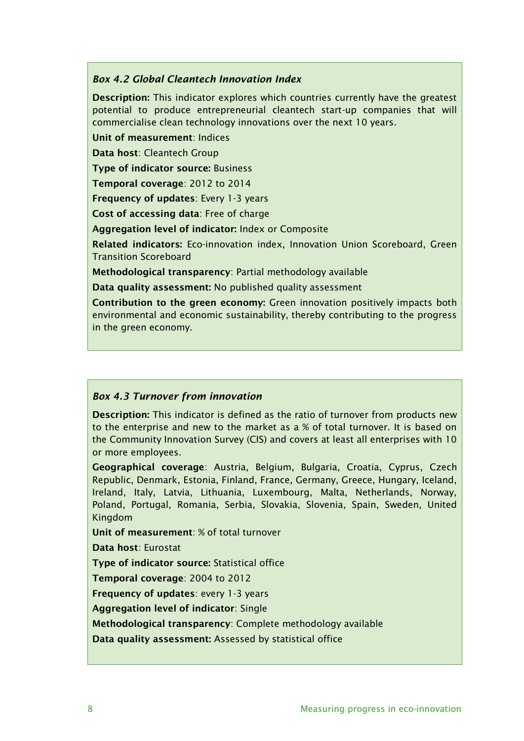### *Box 4.2 Global Cleantech Innovation Index*

**Description:** This indicator explores which countries currently have the greatest potential to produce entrepreneurial cleantech start-up companies that will commercialise clean technology innovations over the next 10 years.

**Unit of measurement**: Indices

**Data host**: Cleantech Group

**Type of indicator source:** Business

**Temporal coverage**: 2012 to 2014

**Frequency of updates**: Every 1-3 years

**Cost of accessing data**: Free of charge

**Aggregation level of indicator:** Index or Composite

**Related indicators:** Eco-innovation index, Innovation Union Scoreboard, Green Transition Scoreboard

**Methodological transparency**: Partial methodology available

**Data quality assessment:** No published quality assessment

**Contribution to the green economy:** Green innovation positively impacts both environmental and economic sustainability, thereby contributing to the progress in the green economy.

### *Box 4.3 Turnover from innovation*

**Description:** This indicator is defined as the ratio of turnover from products new to the enterprise and new to the market as a % of total turnover. It is based on the Community Innovation Survey (CIS) and covers at least all enterprises with 10 or more employees.

**Geographical coverage**: Austria, Belgium, Bulgaria, Croatia, Cyprus, Czech Republic, Denmark, Estonia, Finland, France, Germany, Greece, Hungary, Iceland, Ireland, Italy, Latvia, Lithuania, Luxembourg, Malta, Netherlands, Norway, Poland, Portugal, Romania, Serbia, Slovakia, Slovenia, Spain, Sweden, United Kingdom

**Unit of measurement**: % of total turnover

**Data host**: Eurostat

**Type of indicator source:** Statistical office

**Temporal coverage**: 2004 to 2012

**Frequency of updates**: every 1-3 years

**Aggregation level of indicator**: Single

**Methodological transparency**: Complete methodology available

**Data quality assessment:** Assessed by statistical office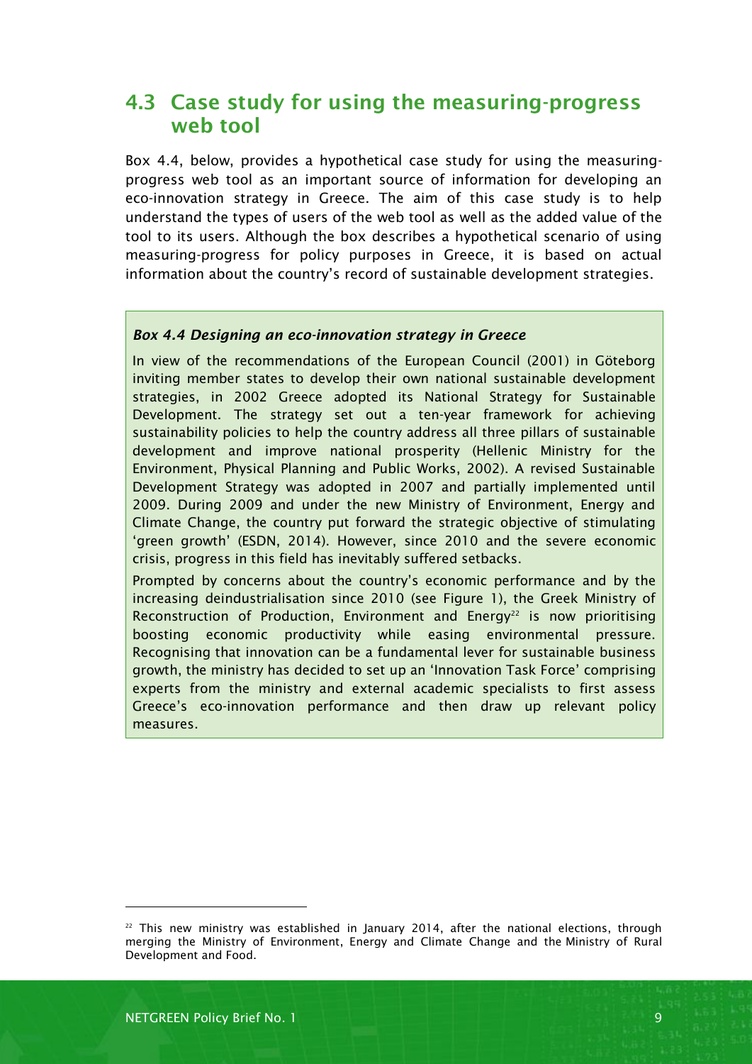## 4.3 Case study for using the measuring-progress web tool

Box 4.4, below, provides a hypothetical case study for using the measuring-progress web tool as an important source of information for developing an eco-innovation strategy in Greece. The aim of this case study is to help understand the types of users of the web tool as well as the added value of the tool to its users. Although the box describes a hypothetical scenario of using measuring-progress for policy purposes in Greece, it is based on actual information about the country's record of sustainable development strategies.

***Box 4.4 Designing an eco-innovation strategy in Greece***

In view of the recommendations of the European Council (2001) in Göteborg inviting member states to develop their own national sustainable development strategies, in 2002 Greece adopted its National Strategy for Sustainable Development. The strategy set out a ten-year framework for achieving sustainability policies to help the country address all three pillars of sustainable development and improve national prosperity (Hellenic Ministry for the Environment, Physical Planning and Public Works, 2002). A revised Sustainable Development Strategy was adopted in 2007 and partially implemented until 2009. During 2009 and under the new Ministry of Environment, Energy and Climate Change, the country put forward the strategic objective of stimulating 'green growth' (ESDN, 2014). However, since 2010 and the severe economic crisis, progress in this field has inevitably suffered setbacks.

Prompted by concerns about the country's economic performance and by the increasing deindustrialisation since 2010 (see Figure 1), the Greek Ministry of Reconstruction of Production, Environment and Energy[22] is now prioritising boosting economic productivity while easing environmental pressure. Recognising that innovation can be a fundamental lever for sustainable business growth, the ministry has decided to set up an 'Innovation Task Force' comprising experts from the ministry and external academic specialists to first assess Greece's eco-innovation performance and then draw up relevant policy measures.

---

[22] This new ministry was established in January 2014, after the national elections, through merging the Ministry of Environment, Energy and Climate Change and the Ministry of Rural Development and Food.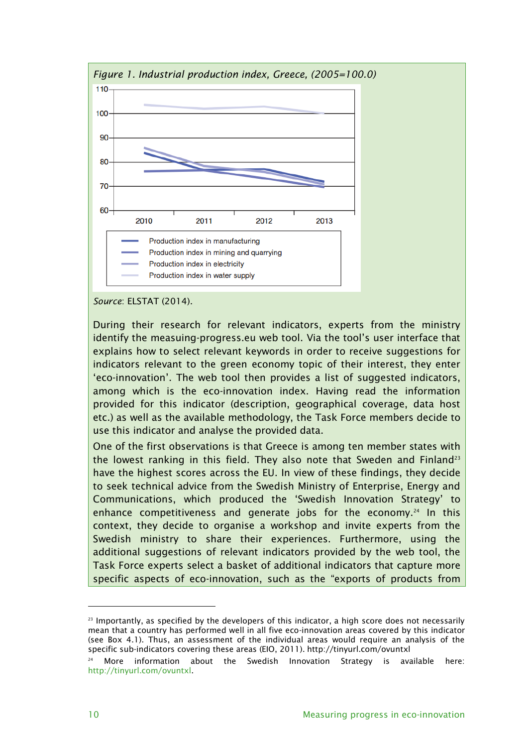*Figure 1. Industrial production index, Greece, (2005=100.0)*

*Source*: ELSTAT (2014).

During their research for relevant indicators, experts from the ministry identify the measuing-progress.eu web tool. Via the tool's user interface that explains how to select relevant keywords in order to receive suggestions for indicators relevant to the green economy topic of their interest, they enter 'eco-innovation'. The web tool then provides a list of suggested indicators, among which is the eco-innovation index. Having read the information provided for this indicator (description, geographical coverage, data host etc.) as well as the available methodology, the Task Force members decide to use this indicator and analyse the provided data.

One of the first observations is that Greece is among ten member states with the lowest ranking in this field. They also note that Sweden and Finland[23] have the highest scores across the EU. In view of these findings, they decide to seek technical advice from the Swedish Ministry of Enterprise, Energy and Communications, which produced the 'Swedish Innovation Strategy' to enhance competitiveness and generate jobs for the economy.[24] In this context, they decide to organise a workshop and invite experts from the Swedish ministry to share their experiences. Furthermore, using the additional suggestions of relevant indicators provided by the web tool, the Task Force experts select a basket of additional indicators that capture more specific aspects of eco-innovation, such as the "exports of products from

---

[23] Importantly, as specified by the developers of this indicator, a high score does not necessarily mean that a country has performed well in all five eco-innovation areas covered by this indicator (see Box 4.1). Thus, an assessment of the individual areas would require an analysis of the specific sub-indicators covering these areas (EIO, 2011). http://tinyurl.com/ovuntxl

[24] More information about the Swedish Innovation Strategy is available here: http://tinyurl.com/ovuntxl.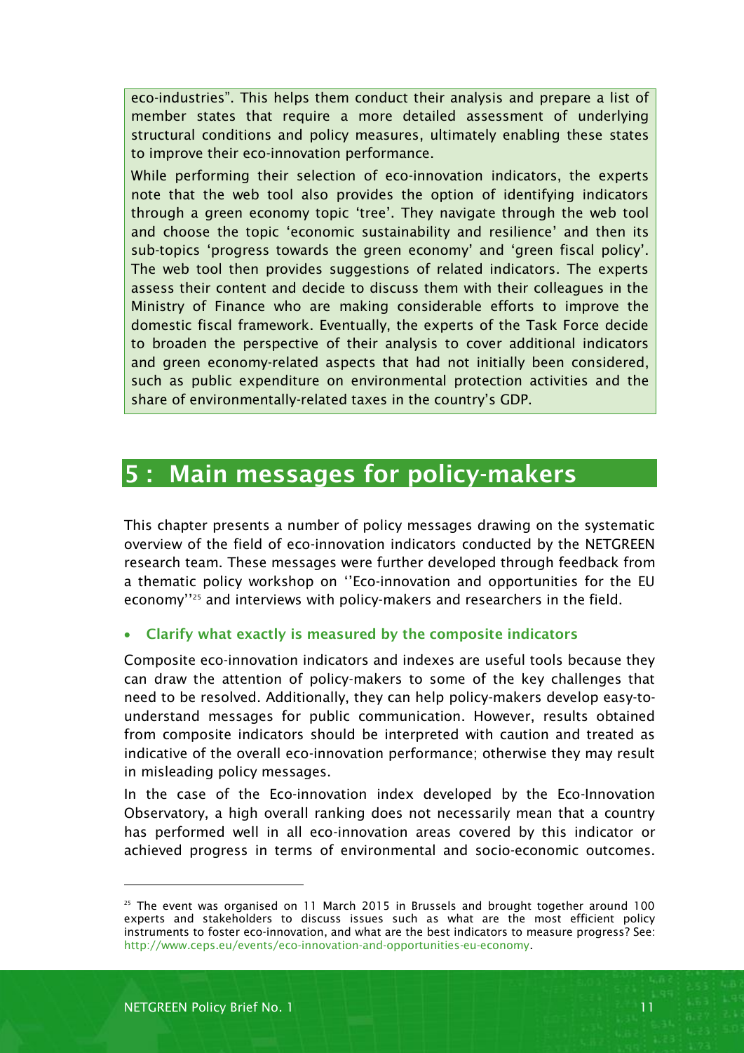eco-industries". This helps them conduct their analysis and prepare a list of member states that require a more detailed assessment of underlying structural conditions and policy measures, ultimately enabling these states to improve their eco-innovation performance.

While performing their selection of eco-innovation indicators, the experts note that the web tool also provides the option of identifying indicators through a green economy topic 'tree'. They navigate through the web tool and choose the topic 'economic sustainability and resilience' and then its sub-topics 'progress towards the green economy' and 'green fiscal policy'. The web tool then provides suggestions of related indicators. The experts assess their content and decide to discuss them with their colleagues in the Ministry of Finance who are making considerable efforts to improve the domestic fiscal framework. Eventually, the experts of the Task Force decide to broaden the perspective of their analysis to cover additional indicators and green economy-related aspects that had not initially been considered, such as public expenditure on environmental protection activities and the share of environmentally-related taxes in the country's GDP.

# 5 : Main messages for policy-makers

This chapter presents a number of policy messages drawing on the systematic overview of the field of eco-innovation indicators conducted by the NETGREEN research team. These messages were further developed through feedback from a thematic policy workshop on ''Eco-innovation and opportunities for the EU economy''[25] and interviews with policy-makers and researchers in the field.

- **Clarify what exactly is measured by the composite indicators**

Composite eco-innovation indicators and indexes are useful tools because they can draw the attention of policy-makers to some of the key challenges that need to be resolved. Additionally, they can help policy-makers develop easy-to-understand messages for public communication. However, results obtained from composite indicators should be interpreted with caution and treated as indicative of the overall eco-innovation performance; otherwise they may result in misleading policy messages.

In the case of the Eco-innovation index developed by the Eco-Innovation Observatory, a high overall ranking does not necessarily mean that a country has performed well in all eco-innovation areas covered by this indicator or achieved progress in terms of environmental and socio-economic outcomes.

[25] The event was organised on 11 March 2015 in Brussels and brought together around 100 experts and stakeholders to discuss issues such as what are the most efficient policy instruments to foster eco-innovation, and what are the best indicators to measure progress? See: http://www.ceps.eu/events/eco-innovation-and-opportunities-eu-economy.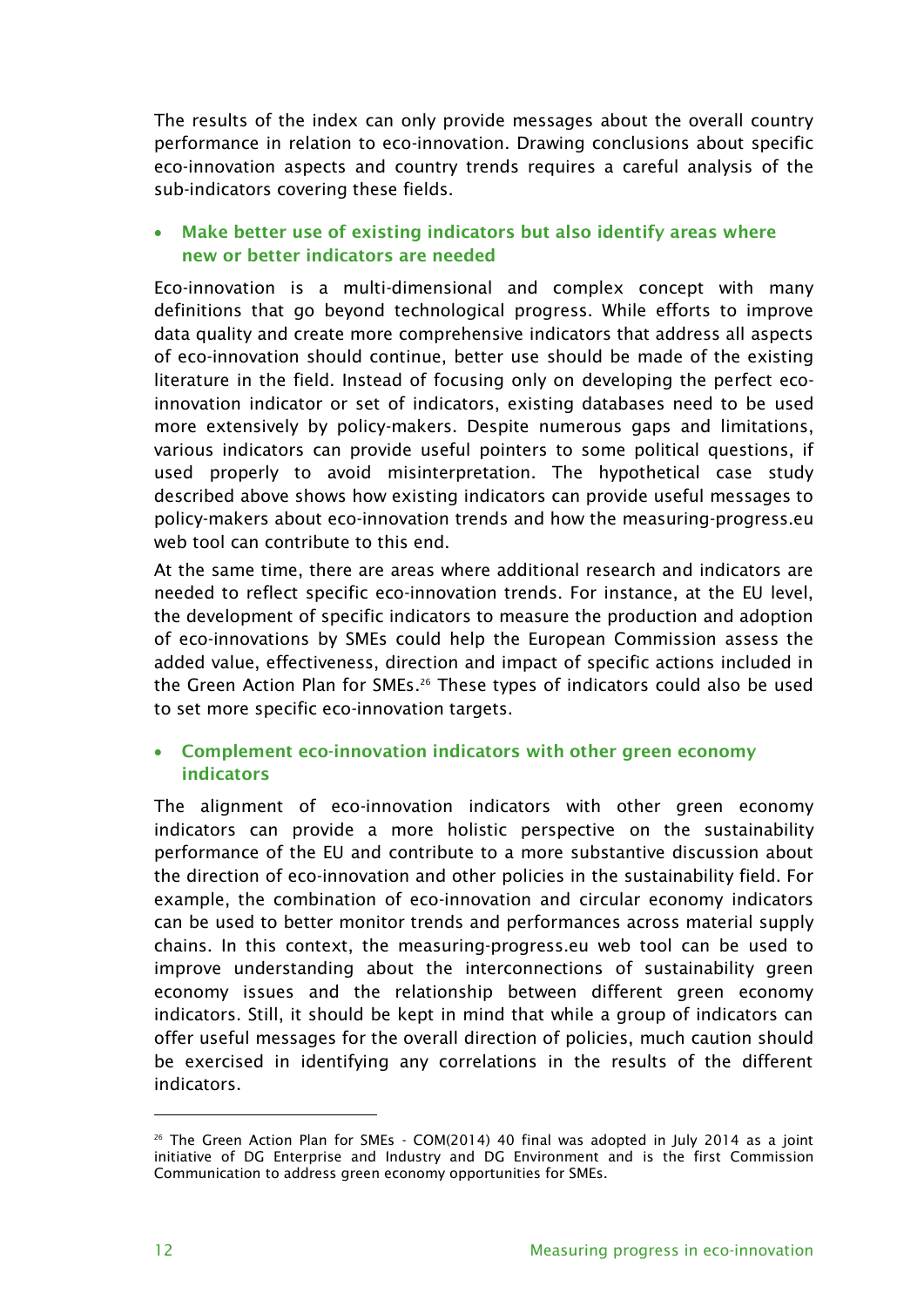The results of the index can only provide messages about the overall country performance in relation to eco-innovation. Drawing conclusions about specific eco-innovation aspects and country trends requires a careful analysis of the sub-indicators covering these fields.

- **Make better use of existing indicators but also identify areas where new or better indicators are needed**

Eco-innovation is a multi-dimensional and complex concept with many definitions that go beyond technological progress. While efforts to improve data quality and create more comprehensive indicators that address all aspects of eco-innovation should continue, better use should be made of the existing literature in the field. Instead of focusing only on developing the perfect eco-innovation indicator or set of indicators, existing databases need to be used more extensively by policy-makers. Despite numerous gaps and limitations, various indicators can provide useful pointers to some political questions, if used properly to avoid misinterpretation. The hypothetical case study described above shows how existing indicators can provide useful messages to policy-makers about eco-innovation trends and how the measuring-progress.eu web tool can contribute to this end.

At the same time, there are areas where additional research and indicators are needed to reflect specific eco-innovation trends. For instance, at the EU level, the development of specific indicators to measure the production and adoption of eco-innovations by SMEs could help the European Commission assess the added value, effectiveness, direction and impact of specific actions included in the Green Action Plan for SMEs.[26] These types of indicators could also be used to set more specific eco-innovation targets.

- **Complement eco-innovation indicators with other green economy indicators**

The alignment of eco-innovation indicators with other green economy indicators can provide a more holistic perspective on the sustainability performance of the EU and contribute to a more substantive discussion about the direction of eco-innovation and other policies in the sustainability field. For example, the combination of eco-innovation and circular economy indicators can be used to better monitor trends and performances across material supply chains. In this context, the measuring-progress.eu web tool can be used to improve understanding about the interconnections of sustainability green economy issues and the relationship between different green economy indicators. Still, it should be kept in mind that while a group of indicators can offer useful messages for the overall direction of policies, much caution should be exercised in identifying any correlations in the results of the different indicators.

---

[26] The Green Action Plan for SMEs - COM(2014) 40 final was adopted in July 2014 as a joint initiative of DG Enterprise and Industry and DG Environment and is the first Commission Communication to address green economy opportunities for SMEs.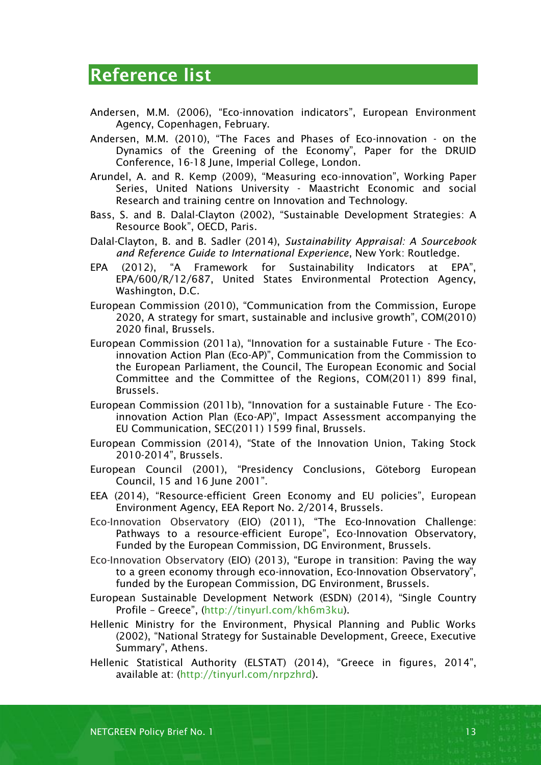# Reference list

Andersen, M.M. (2006), "Eco-innovation indicators", European Environment Agency, Copenhagen, February.

Andersen, M.M. (2010), "The Faces and Phases of Eco-innovation - on the Dynamics of the Greening of the Economy", Paper for the DRUID Conference, 16-18 June, Imperial College, London.

Arundel, A. and R. Kemp (2009), "Measuring eco-innovation", Working Paper Series, United Nations University - Maastricht Economic and social Research and training centre on Innovation and Technology.

Bass, S. and B. Dalal-Clayton (2002), "Sustainable Development Strategies: A Resource Book", OECD, Paris.

Dalal-Clayton, B. and B. Sadler (2014), *Sustainability Appraisal: A Sourcebook and Reference Guide to International Experience*, New York: Routledge.

EPA (2012), "A Framework for Sustainability Indicators at EPA", EPA/600/R/12/687, United States Environmental Protection Agency, Washington, D.C.

European Commission (2010), "Communication from the Commission, Europe 2020, A strategy for smart, sustainable and inclusive growth", COM(2010) 2020 final, Brussels.

European Commission (2011a), "Innovation for a sustainable Future - The Eco-innovation Action Plan (Eco-AP)", Communication from the Commission to the European Parliament, the Council, The European Economic and Social Committee and the Committee of the Regions, COM(2011) 899 final, Brussels.

European Commission (2011b), "Innovation for a sustainable Future - The Eco-innovation Action Plan (Eco-AP)", Impact Assessment accompanying the EU Communication, SEC(2011) 1599 final, Brussels.

European Commission (2014), "State of the Innovation Union, Taking Stock 2010-2014", Brussels.

European Council (2001), "Presidency Conclusions, Göteborg European Council, 15 and 16 June 2001".

EEA (2014), "Resource-efficient Green Economy and EU policies", European Environment Agency, EEA Report No. 2/2014, Brussels.

Eco-Innovation Observatory (EIO) (2011), "The Eco-Innovation Challenge: Pathways to a resource-efficient Europe", Eco-Innovation Observatory, Funded by the European Commission, DG Environment, Brussels.

Eco-Innovation Observatory (EIO) (2013), "Europe in transition: Paving the way to a green economy through eco-innovation, Eco-Innovation Observatory", funded by the European Commission, DG Environment, Brussels.

European Sustainable Development Network (ESDN) (2014), "Single Country Profile – Greece", (http://tinyurl.com/kh6m3ku).

Hellenic Ministry for the Environment, Physical Planning and Public Works (2002), "National Strategy for Sustainable Development, Greece, Executive Summary", Athens.

Hellenic Statistical Authority (ELSTAT) (2014), "Greece in figures, 2014", available at: (http://tinyurl.com/nrpzhrd).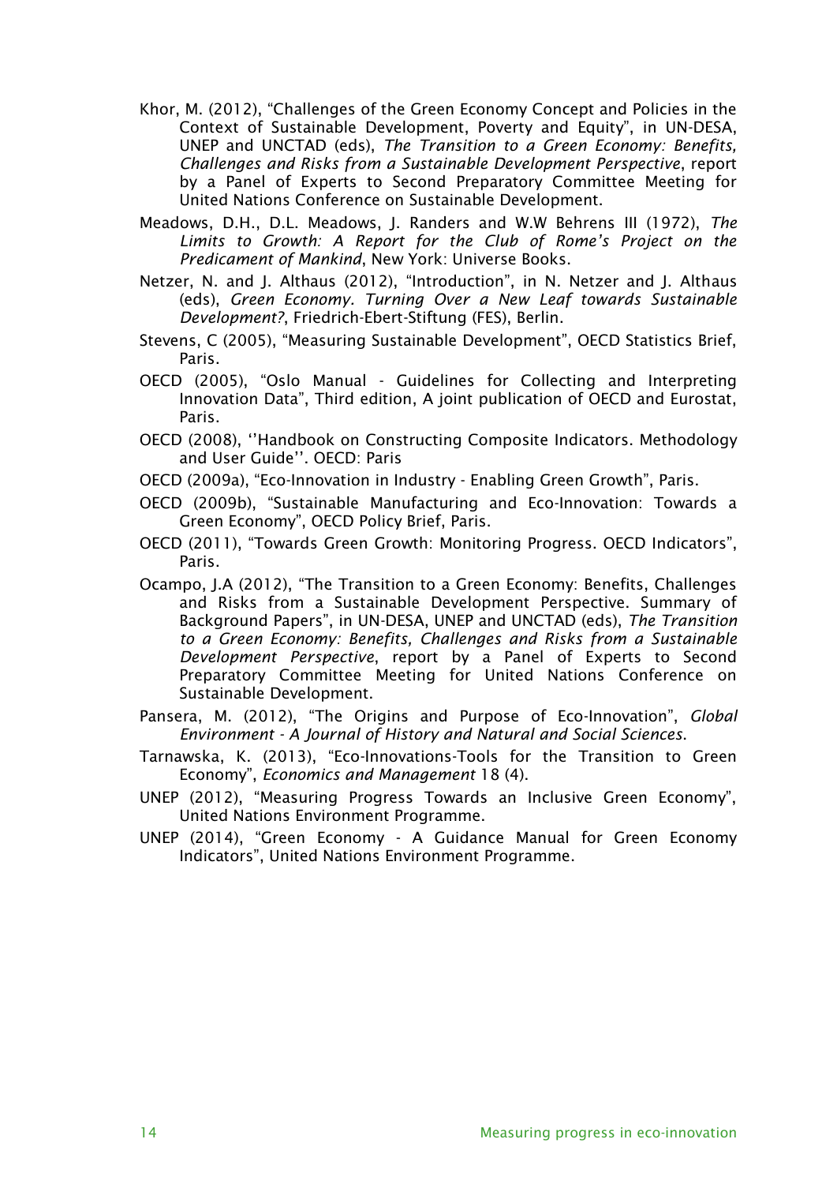Khor, M. (2012), "Challenges of the Green Economy Concept and Policies in the Context of Sustainable Development, Poverty and Equity", in UN-DESA, UNEP and UNCTAD (eds), *The Transition to a Green Economy: Benefits, Challenges and Risks from a Sustainable Development Perspective*, report by a Panel of Experts to Second Preparatory Committee Meeting for United Nations Conference on Sustainable Development.

Meadows, D.H., D.L. Meadows, J. Randers and W.W Behrens III (1972), *The Limits to Growth: A Report for the Club of Rome's Project on the Predicament of Mankind*, New York: Universe Books.

Netzer, N. and J. Althaus (2012), "Introduction", in N. Netzer and J. Althaus (eds), *Green Economy. Turning Over a New Leaf towards Sustainable Development?*, Friedrich-Ebert-Stiftung (FES), Berlin.

Stevens, C (2005), "Measuring Sustainable Development", OECD Statistics Brief, Paris.

OECD (2005), "Oslo Manual - Guidelines for Collecting and Interpreting Innovation Data", Third edition, A joint publication of OECD and Eurostat, Paris.

OECD (2008), ''Handbook on Constructing Composite Indicators. Methodology and User Guide''. OECD: Paris

OECD (2009a), "Eco-Innovation in Industry - Enabling Green Growth", Paris.

OECD (2009b), "Sustainable Manufacturing and Eco-Innovation: Towards a Green Economy", OECD Policy Brief, Paris.

OECD (2011), "Towards Green Growth: Monitoring Progress. OECD Indicators", Paris.

Ocampo, J.A (2012), "The Transition to a Green Economy: Benefits, Challenges and Risks from a Sustainable Development Perspective. Summary of Background Papers", in UN-DESA, UNEP and UNCTAD (eds), *The Transition to a Green Economy: Benefits, Challenges and Risks from a Sustainable Development Perspective*, report by a Panel of Experts to Second Preparatory Committee Meeting for United Nations Conference on Sustainable Development.

Pansera, M. (2012), "The Origins and Purpose of Eco-Innovation", *Global Environment - A Journal of History and Natural and Social Sciences*.

Tarnawska, K. (2013), "Eco-Innovations-Tools for the Transition to Green Economy", *Economics and Management* 18 (4).

UNEP (2012), "Measuring Progress Towards an Inclusive Green Economy", United Nations Environment Programme.

UNEP (2014), "Green Economy - A Guidance Manual for Green Economy Indicators", United Nations Environment Programme.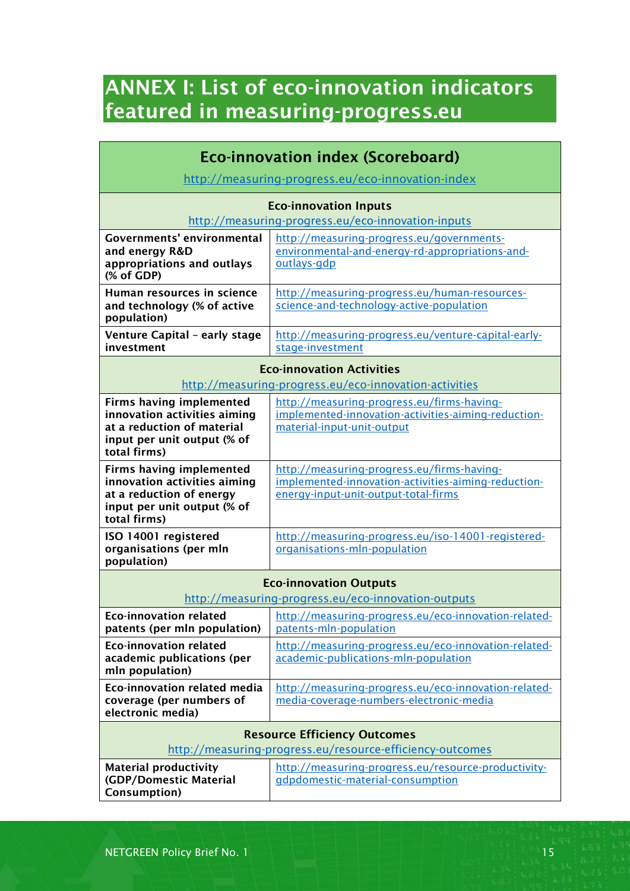# ANNEX I: List of eco-innovation indicators featured in measuring-progress.eu

| Eco-innovation index (Scoreboard) http://measuring-progress.eu/eco-innovation-index | |
|---|---|
| **Eco-innovation Inputs** http://measuring-progress.eu/eco-innovation-inputs | |
| **Governments' environmental and energy R&D appropriations and outlays (% of GDP)** | http://measuring-progress.eu/governments-environmental-and-energy-rd-appropriations-and-outlays-gdp |
| **Human resources in science and technology (% of active population)** | http://measuring-progress.eu/human-resources-science-and-technology-active-population |
| **Venture Capital – early stage investment** | http://measuring-progress.eu/venture-capital-early-stage-investment |
| **Eco-innovation Activities** http://measuring-progress.eu/eco-innovation-activities | |
| **Firms having implemented innovation activities aiming at a reduction of material input per unit output (% of total firms)** | http://measuring-progress.eu/firms-having-implemented-innovation-activities-aiming-reduction-material-input-unit-output |
| **Firms having implemented innovation activities aiming at a reduction of energy input per unit output (% of total firms)** | http://measuring-progress.eu/firms-having-implemented-innovation-activities-aiming-reduction-energy-input-unit-output-total-firms |
| **ISO 14001 registered organisations (per mln population)** | http://measuring-progress.eu/iso-14001-registered-organisations-mln-population |
| **Eco-innovation Outputs** http://measuring-progress.eu/eco-innovation-outputs | |
| **Eco-innovation related patents (per mln population)** | http://measuring-progress.eu/eco-innovation-related-patents-mln-population |
| **Eco-innovation related academic publications (per mln population)** | http://measuring-progress.eu/eco-innovation-related-academic-publications-mln-population |
| **Eco-innovation related media coverage (per numbers of electronic media)** | http://measuring-progress.eu/eco-innovation-related-media-coverage-numbers-electronic-media |
| **Resource Efficiency Outcomes** http://measuring-progress.eu/resource-efficiency-outcomes | |
| **Material productivity (GDP/Domestic Material Consumption)** | http://measuring-progress.eu/resource-productivity-gdpdomestic-material-consumption |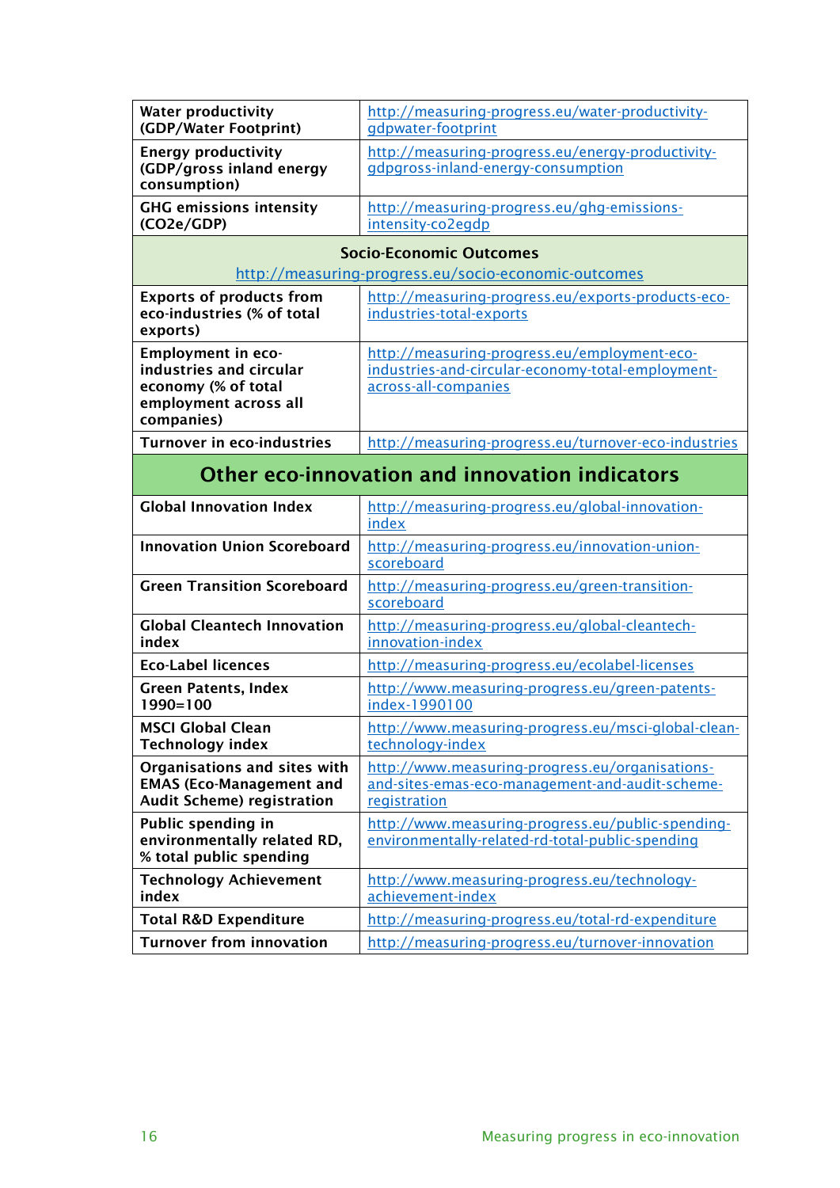| | |
|---|---|
| **Water productivity (GDP/Water Footprint)** | http://measuring-progress.eu/water-productivity-gdpwater-footprint |
| **Energy productivity (GDP/gross inland energy consumption)** | http://measuring-progress.eu/energy-productivity-gdpgross-inland-energy-consumption |
| **GHG emissions intensity (CO2e/GDP)** | http://measuring-progress.eu/ghg-emissions-intensity-co2egdp |
| **Socio-Economic Outcomes** http://measuring-progress.eu/socio-economic-outcomes | |
| **Exports of products from eco-industries (% of total exports)** | http://measuring-progress.eu/exports-products-eco-industries-total-exports |
| **Employment in eco-industries and circular economy (% of total employment across all companies)** | http://measuring-progress.eu/employment-eco-industries-and-circular-economy-total-employment-across-all-companies |
| **Turnover in eco-industries** | http://measuring-progress.eu/turnover-eco-industries |
| **Other eco-innovation and innovation indicators** | |
| **Global Innovation Index** | http://measuring-progress.eu/global-innovation-index |
| **Innovation Union Scoreboard** | http://measuring-progress.eu/innovation-union-scoreboard |
| **Green Transition Scoreboard** | http://measuring-progress.eu/green-transition-scoreboard |
| **Global Cleantech Innovation index** | http://measuring-progress.eu/global-cleantech-innovation-index |
| **Eco-Label licences** | http://measuring-progress.eu/ecolabel-licenses |
| **Green Patents, Index 1990=100** | http://www.measuring-progress.eu/green-patents-index-1990100 |
| **MSCI Global Clean Technology index** | http://www.measuring-progress.eu/msci-global-clean-technology-index |
| **Organisations and sites with EMAS (Eco-Management and Audit Scheme) registration** | http://www.measuring-progress.eu/organisations-and-sites-emas-eco-management-and-audit-scheme-registration |
| **Public spending in environmentally related RD, % total public spending** | http://www.measuring-progress.eu/public-spending-environmentally-related-rd-total-public-spending |
| **Technology Achievement index** | http://www.measuring-progress.eu/technology-achievement-index |
| **Total R&D Expenditure** | http://measuring-progress.eu/total-rd-expenditure |
| **Turnover from innovation** | http://measuring-progress.eu/turnover-innovation |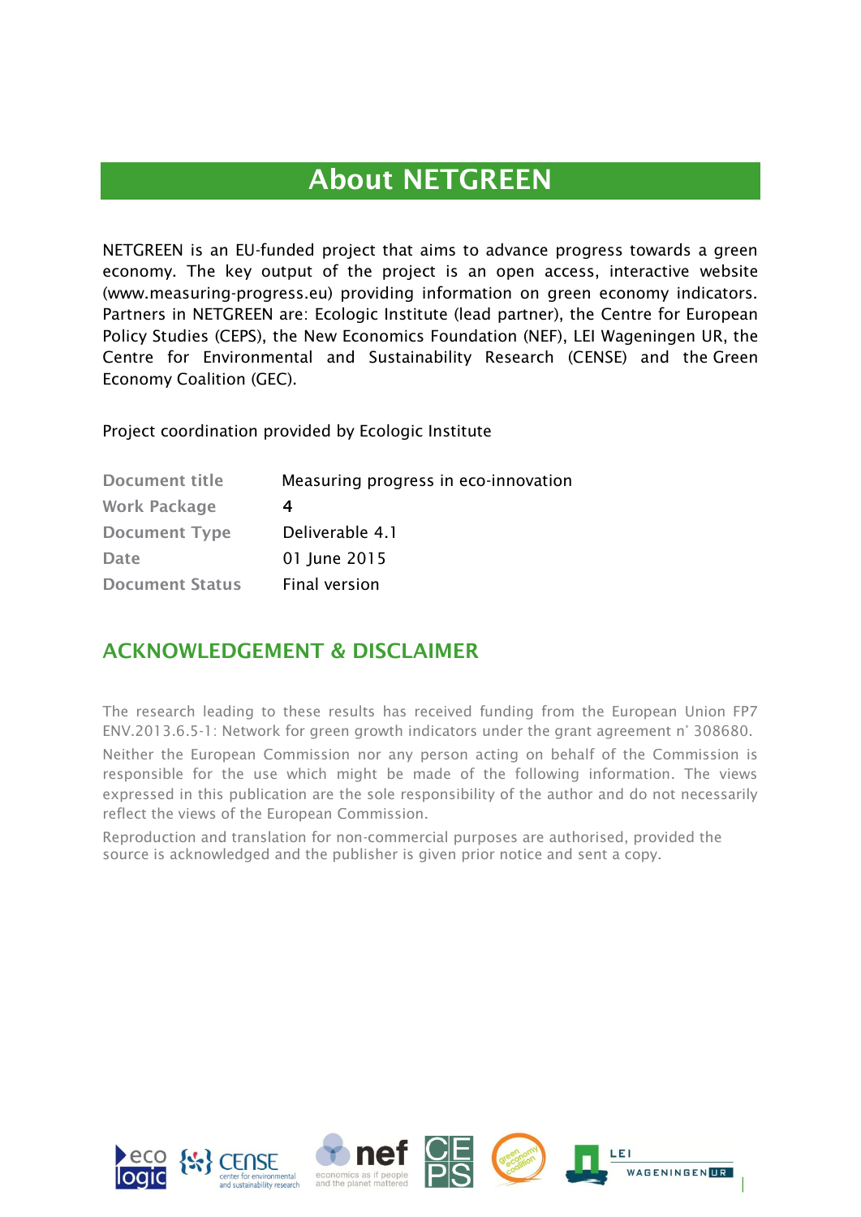# About NETGREEN

NETGREEN is an EU-funded project that aims to advance progress towards a green economy. The key output of the project is an open access, interactive website (www.measuring-progress.eu) providing information on green economy indicators. Partners in NETGREEN are: Ecologic Institute (lead partner), the Centre for European Policy Studies (CEPS), the New Economics Foundation (NEF), LEI Wageningen UR, the Centre for Environmental and Sustainability Research (CENSE) and the Green Economy Coalition (GEC).

Project coordination provided by Ecologic Institute

| | |
|---|---|
| Document title | Measuring progress in eco-innovation |
| Work Package | 4 |
| Document Type | Deliverable 4.1 |
| Date | 01 June 2015 |
| Document Status | Final version |

## ACKNOWLEDGEMENT & DISCLAIMER

The research leading to these results has received funding from the European Union FP7 ENV.2013.6.5-1: Network for green growth indicators under the grant agreement n° 308680.

Neither the European Commission nor any person acting on behalf of the Commission is responsible for the use which might be made of the following information. The views expressed in this publication are the sole responsibility of the author and do not necessarily reflect the views of the European Commission.

Reproduction and translation for non-commercial purposes are authorised, provided the source is acknowledged and the publisher is given prior notice and sent a copy.